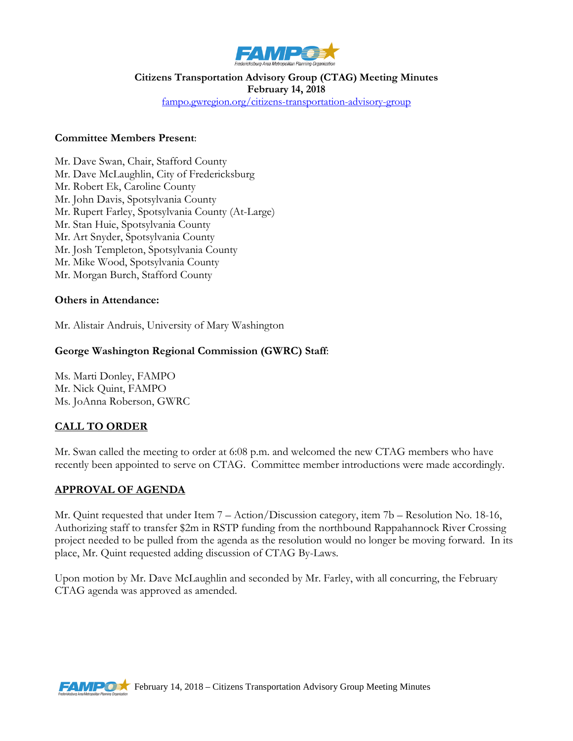**Citizens Transportation Advisory Group (CTAG) Meeting Minutes**
**February 14, 2018**
fampo.gwregion.org/citizens-transportation-advisory-group

**Committee Members Present**:

Mr. Dave Swan, Chair, Stafford County
Mr. Dave McLaughlin, City of Fredericksburg
Mr. Robert Ek, Caroline County
Mr. John Davis, Spotsylvania County
Mr. Rupert Farley, Spotsylvania County (At-Large)
Mr. Stan Huie, Spotsylvania County
Mr. Art Snyder, Spotsylvania County
Mr. Josh Templeton, Spotsylvania County
Mr. Mike Wood, Spotsylvania County
Mr. Morgan Burch, Stafford County

**Others in Attendance:**

Mr. Alistair Andruis, University of Mary Washington

**George Washington Regional Commission (GWRC) Staff**:

Ms. Marti Donley, FAMPO
Mr. Nick Quint, FAMPO
Ms. JoAnna Roberson, GWRC

## CALL TO ORDER

Mr. Swan called the meeting to order at 6:08 p.m. and welcomed the new CTAG members who have recently been appointed to serve on CTAG. Committee member introductions were made accordingly.

## APPROVAL OF AGENDA

Mr. Quint requested that under Item 7 – Action/Discussion category, item 7b – Resolution No. 18-16, Authorizing staff to transfer $2m in RSTP funding from the northbound Rappahannock River Crossing project needed to be pulled from the agenda as the resolution would no longer be moving forward. In its place, Mr. Quint requested adding discussion of CTAG By-Laws.

Upon motion by Mr. Dave McLaughlin and seconded by Mr. Farley, with all concurring, the February CTAG agenda was approved as amended.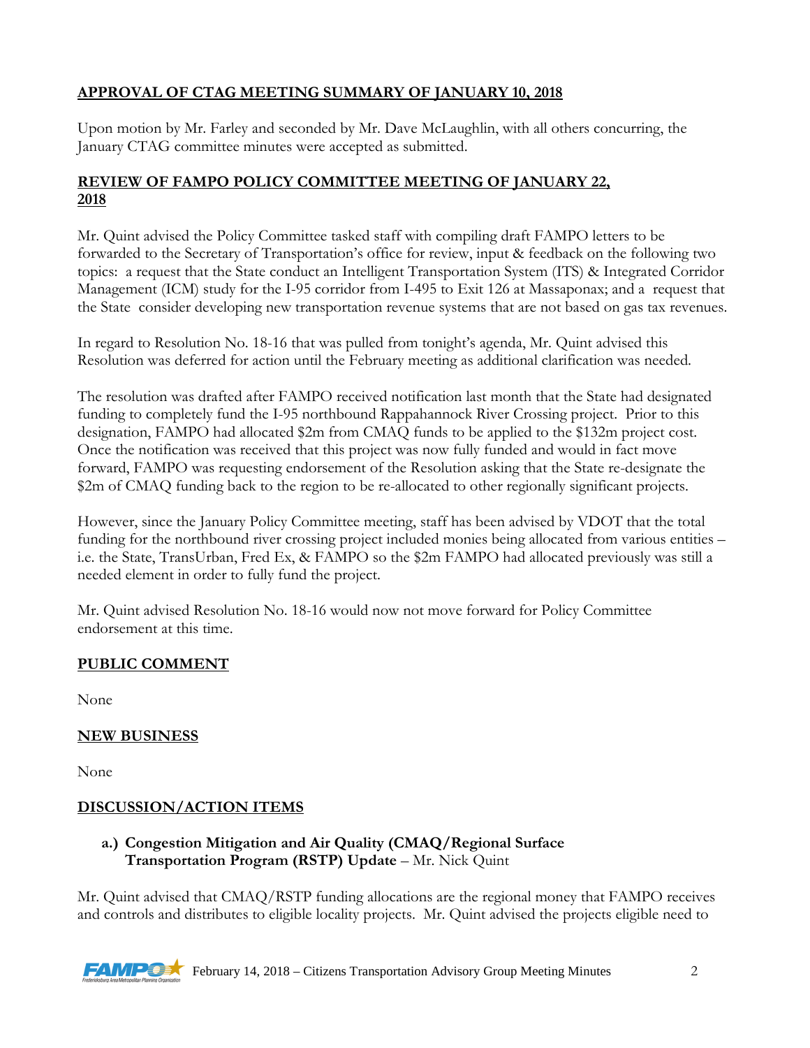## APPROVAL OF CTAG MEETING SUMMARY OF JANUARY 10, 2018

Upon motion by Mr. Farley and seconded by Mr. Dave McLaughlin, with all others concurring, the January CTAG committee minutes were accepted as submitted.

## REVIEW OF FAMPO POLICY COMMITTEE MEETING OF JANUARY 22, 2018

Mr. Quint advised the Policy Committee tasked staff with compiling draft FAMPO letters to be forwarded to the Secretary of Transportation's office for review, input & feedback on the following two topics: a request that the State conduct an Intelligent Transportation System (ITS) & Integrated Corridor Management (ICM) study for the I-95 corridor from I-495 to Exit 126 at Massaponax; and a request that the State consider developing new transportation revenue systems that are not based on gas tax revenues.

In regard to Resolution No. 18-16 that was pulled from tonight's agenda, Mr. Quint advised this Resolution was deferred for action until the February meeting as additional clarification was needed.

The resolution was drafted after FAMPO received notification last month that the State had designated funding to completely fund the I-95 northbound Rappahannock River Crossing project. Prior to this designation, FAMPO had allocated $2m from CMAQ funds to be applied to the $132m project cost. Once the notification was received that this project was now fully funded and would in fact move forward, FAMPO was requesting endorsement of the Resolution asking that the State re-designate the $2m of CMAQ funding back to the region to be re-allocated to other regionally significant projects.

However, since the January Policy Committee meeting, staff has been advised by VDOT that the total funding for the northbound river crossing project included monies being allocated from various entities – i.e. the State, TransUrban, Fred Ex, & FAMPO so the $2m FAMPO had allocated previously was still a needed element in order to fully fund the project.

Mr. Quint advised Resolution No. 18-16 would now not move forward for Policy Committee endorsement at this time.

## PUBLIC COMMENT

None

## NEW BUSINESS

None

## DISCUSSION/ACTION ITEMS

**a.) Congestion Mitigation and Air Quality (CMAQ/Regional Surface Transportation Program (RSTP) Update** – Mr. Nick Quint

Mr. Quint advised that CMAQ/RSTP funding allocations are the regional money that FAMPO receives and controls and distributes to eligible locality projects. Mr. Quint advised the projects eligible need to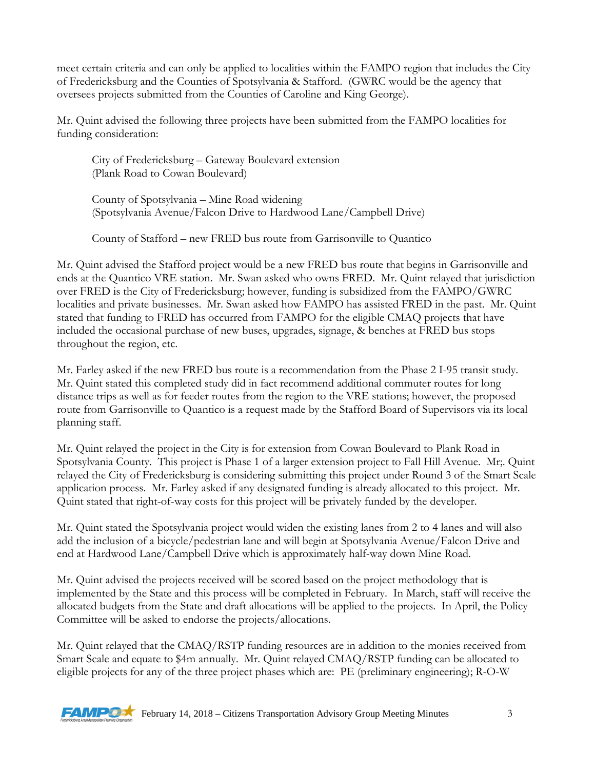meet certain criteria and can only be applied to localities within the FAMPO region that includes the City of Fredericksburg and the Counties of Spotsylvania & Stafford. (GWRC would be the agency that oversees projects submitted from the Counties of Caroline and King George).

Mr. Quint advised the following three projects have been submitted from the FAMPO localities for funding consideration:

> City of Fredericksburg – Gateway Boulevard extension
> (Plank Road to Cowan Boulevard)
>
> County of Spotsylvania – Mine Road widening
> (Spotsylvania Avenue/Falcon Drive to Hardwood Lane/Campbell Drive)
>
> County of Stafford – new FRED bus route from Garrisonville to Quantico

Mr. Quint advised the Stafford project would be a new FRED bus route that begins in Garrisonville and ends at the Quantico VRE station. Mr. Swan asked who owns FRED. Mr. Quint relayed that jurisdiction over FRED is the City of Fredericksburg; however, funding is subsidized from the FAMPO/GWRC localities and private businesses. Mr. Swan asked how FAMPO has assisted FRED in the past. Mr. Quint stated that funding to FRED has occurred from FAMPO for the eligible CMAQ projects that have included the occasional purchase of new buses, upgrades, signage, & benches at FRED bus stops throughout the region, etc.

Mr. Farley asked if the new FRED bus route is a recommendation from the Phase 2 I-95 transit study. Mr. Quint stated this completed study did in fact recommend additional commuter routes for long distance trips as well as for feeder routes from the region to the VRE stations; however, the proposed route from Garrisonville to Quantico is a request made by the Stafford Board of Supervisors via its local planning staff.

Mr. Quint relayed the project in the City is for extension from Cowan Boulevard to Plank Road in Spotsylvania County. This project is Phase 1 of a larger extension project to Fall Hill Avenue. Mr;. Quint relayed the City of Fredericksburg is considering submitting this project under Round 3 of the Smart Scale application process. Mr. Farley asked if any designated funding is already allocated to this project. Mr. Quint stated that right-of-way costs for this project will be privately funded by the developer.

Mr. Quint stated the Spotsylvania project would widen the existing lanes from 2 to 4 lanes and will also add the inclusion of a bicycle/pedestrian lane and will begin at Spotsylvania Avenue/Falcon Drive and end at Hardwood Lane/Campbell Drive which is approximately half-way down Mine Road.

Mr. Quint advised the projects received will be scored based on the project methodology that is implemented by the State and this process will be completed in February. In March, staff will receive the allocated budgets from the State and draft allocations will be applied to the projects. In April, the Policy Committee will be asked to endorse the projects/allocations.

Mr. Quint relayed that the CMAQ/RSTP funding resources are in addition to the monies received from Smart Scale and equate to $4m annually. Mr. Quint relayed CMAQ/RSTP funding can be allocated to eligible projects for any of the three project phases which are: PE (preliminary engineering); R-O-W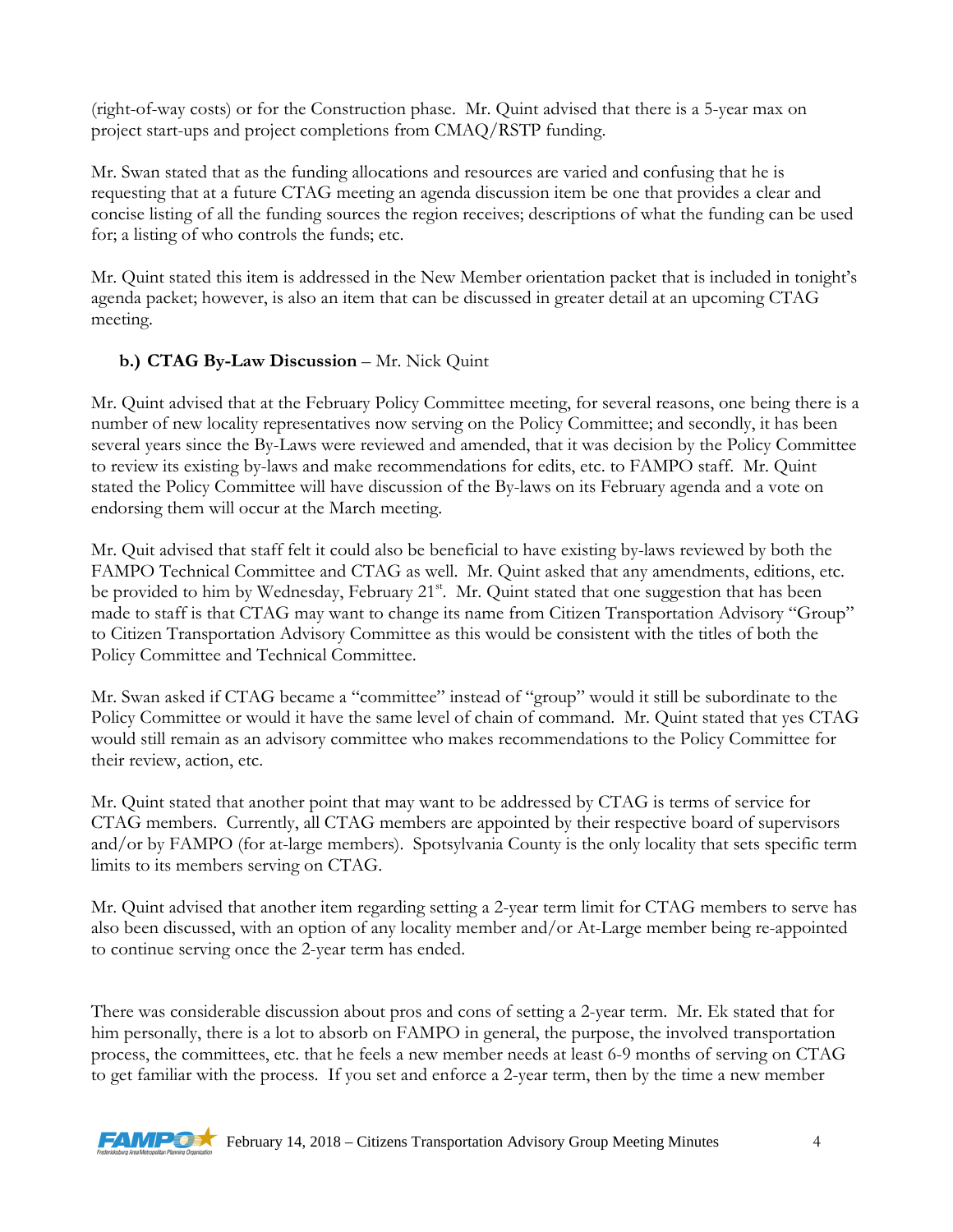(right-of-way costs) or for the Construction phase. Mr. Quint advised that there is a 5-year max on project start-ups and project completions from CMAQ/RSTP funding.

Mr. Swan stated that as the funding allocations and resources are varied and confusing that he is requesting that at a future CTAG meeting an agenda discussion item be one that provides a clear and concise listing of all the funding sources the region receives; descriptions of what the funding can be used for; a listing of who controls the funds; etc.

Mr. Quint stated this item is addressed in the New Member orientation packet that is included in tonight's agenda packet; however, is also an item that can be discussed in greater detail at an upcoming CTAG meeting.

**b.) CTAG By-Law Discussion** – Mr. Nick Quint

Mr. Quint advised that at the February Policy Committee meeting, for several reasons, one being there is a number of new locality representatives now serving on the Policy Committee; and secondly, it has been several years since the By-Laws were reviewed and amended, that it was decision by the Policy Committee to review its existing by-laws and make recommendations for edits, etc. to FAMPO staff. Mr. Quint stated the Policy Committee will have discussion of the By-laws on its February agenda and a vote on endorsing them will occur at the March meeting.

Mr. Quit advised that staff felt it could also be beneficial to have existing by-laws reviewed by both the FAMPO Technical Committee and CTAG as well. Mr. Quint asked that any amendments, editions, etc. be provided to him by Wednesday, February 21st. Mr. Quint stated that one suggestion that has been made to staff is that CTAG may want to change its name from Citizen Transportation Advisory "Group" to Citizen Transportation Advisory Committee as this would be consistent with the titles of both the Policy Committee and Technical Committee.

Mr. Swan asked if CTAG became a "committee" instead of "group" would it still be subordinate to the Policy Committee or would it have the same level of chain of command. Mr. Quint stated that yes CTAG would still remain as an advisory committee who makes recommendations to the Policy Committee for their review, action, etc.

Mr. Quint stated that another point that may want to be addressed by CTAG is terms of service for CTAG members. Currently, all CTAG members are appointed by their respective board of supervisors and/or by FAMPO (for at-large members). Spotsylvania County is the only locality that sets specific term limits to its members serving on CTAG.

Mr. Quint advised that another item regarding setting a 2-year term limit for CTAG members to serve has also been discussed, with an option of any locality member and/or At-Large member being re-appointed to continue serving once the 2-year term has ended.

There was considerable discussion about pros and cons of setting a 2-year term. Mr. Ek stated that for him personally, there is a lot to absorb on FAMPO in general, the purpose, the involved transportation process, the committees, etc. that he feels a new member needs at least 6-9 months of serving on CTAG to get familiar with the process. If you set and enforce a 2-year term, then by the time a new member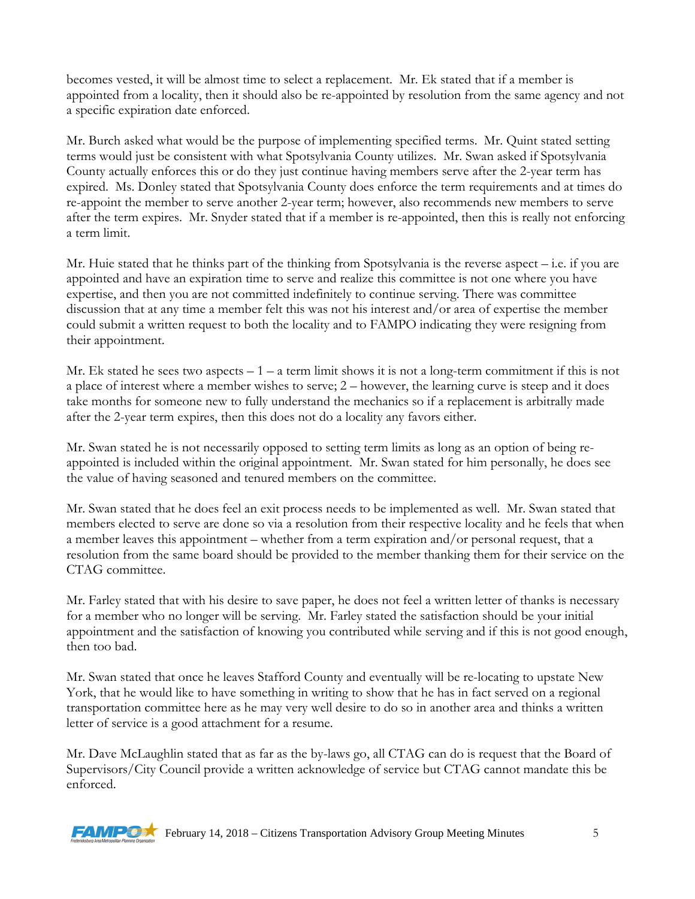becomes vested, it will be almost time to select a replacement. Mr. Ek stated that if a member is appointed from a locality, then it should also be re-appointed by resolution from the same agency and not a specific expiration date enforced.

Mr. Burch asked what would be the purpose of implementing specified terms. Mr. Quint stated setting terms would just be consistent with what Spotsylvania County utilizes. Mr. Swan asked if Spotsylvania County actually enforces this or do they just continue having members serve after the 2-year term has expired. Ms. Donley stated that Spotsylvania County does enforce the term requirements and at times do re-appoint the member to serve another 2-year term; however, also recommends new members to serve after the term expires. Mr. Snyder stated that if a member is re-appointed, then this is really not enforcing a term limit.

Mr. Huie stated that he thinks part of the thinking from Spotsylvania is the reverse aspect – i.e. if you are appointed and have an expiration time to serve and realize this committee is not one where you have expertise, and then you are not committed indefinitely to continue serving. There was committee discussion that at any time a member felt this was not his interest and/or area of expertise the member could submit a written request to both the locality and to FAMPO indicating they were resigning from their appointment.

Mr. Ek stated he sees two aspects – 1 – a term limit shows it is not a long-term commitment if this is not a place of interest where a member wishes to serve; 2 – however, the learning curve is steep and it does take months for someone new to fully understand the mechanics so if a replacement is arbitrally made after the 2-year term expires, then this does not do a locality any favors either.

Mr. Swan stated he is not necessarily opposed to setting term limits as long as an option of being re-appointed is included within the original appointment. Mr. Swan stated for him personally, he does see the value of having seasoned and tenured members on the committee.

Mr. Swan stated that he does feel an exit process needs to be implemented as well. Mr. Swan stated that members elected to serve are done so via a resolution from their respective locality and he feels that when a member leaves this appointment – whether from a term expiration and/or personal request, that a resolution from the same board should be provided to the member thanking them for their service on the CTAG committee.

Mr. Farley stated that with his desire to save paper, he does not feel a written letter of thanks is necessary for a member who no longer will be serving. Mr. Farley stated the satisfaction should be your initial appointment and the satisfaction of knowing you contributed while serving and if this is not good enough, then too bad.

Mr. Swan stated that once he leaves Stafford County and eventually will be re-locating to upstate New York, that he would like to have something in writing to show that he has in fact served on a regional transportation committee here as he may very well desire to do so in another area and thinks a written letter of service is a good attachment for a resume.

Mr. Dave McLaughlin stated that as far as the by-laws go, all CTAG can do is request that the Board of Supervisors/City Council provide a written acknowledge of service but CTAG cannot mandate this be enforced.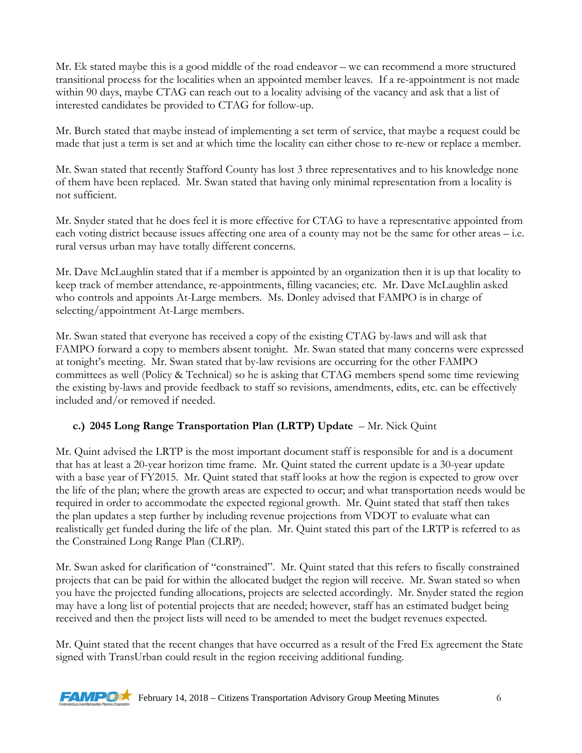Mr. Ek stated maybe this is a good middle of the road endeavor – we can recommend a more structured transitional process for the localities when an appointed member leaves. If a re-appointment is not made within 90 days, maybe CTAG can reach out to a locality advising of the vacancy and ask that a list of interested candidates be provided to CTAG for follow-up.

Mr. Burch stated that maybe instead of implementing a set term of service, that maybe a request could be made that just a term is set and at which time the locality can either chose to re-new or replace a member.

Mr. Swan stated that recently Stafford County has lost 3 three representatives and to his knowledge none of them have been replaced. Mr. Swan stated that having only minimal representation from a locality is not sufficient.

Mr. Snyder stated that he does feel it is more effective for CTAG to have a representative appointed from each voting district because issues affecting one area of a county may not be the same for other areas – i.e. rural versus urban may have totally different concerns.

Mr. Dave McLaughlin stated that if a member is appointed by an organization then it is up that locality to keep track of member attendance, re-appointments, filling vacancies; etc. Mr. Dave McLaughlin asked who controls and appoints At-Large members. Ms. Donley advised that FAMPO is in charge of selecting/appointment At-Large members.

Mr. Swan stated that everyone has received a copy of the existing CTAG by-laws and will ask that FAMPO forward a copy to members absent tonight. Mr. Swan stated that many concerns were expressed at tonight's meeting. Mr. Swan stated that by-law revisions are occurring for the other FAMPO committees as well (Policy & Technical) so he is asking that CTAG members spend some time reviewing the existing by-laws and provide feedback to staff so revisions, amendments, edits, etc. can be effectively included and/or removed if needed.

**c.) 2045 Long Range Transportation Plan (LRTP) Update** – Mr. Nick Quint

Mr. Quint advised the LRTP is the most important document staff is responsible for and is a document that has at least a 20-year horizon time frame. Mr. Quint stated the current update is a 30-year update with a base year of FY2015. Mr. Quint stated that staff looks at how the region is expected to grow over the life of the plan; where the growth areas are expected to occur; and what transportation needs would be required in order to accommodate the expected regional growth. Mr. Quint stated that staff then takes the plan updates a step further by including revenue projections from VDOT to evaluate what can realistically get funded during the life of the plan. Mr. Quint stated this part of the LRTP is referred to as the Constrained Long Range Plan (CLRP).

Mr. Swan asked for clarification of "constrained". Mr. Quint stated that this refers to fiscally constrained projects that can be paid for within the allocated budget the region will receive. Mr. Swan stated so when you have the projected funding allocations, projects are selected accordingly. Mr. Snyder stated the region may have a long list of potential projects that are needed; however, staff has an estimated budget being received and then the project lists will need to be amended to meet the budget revenues expected.

Mr. Quint stated that the recent changes that have occurred as a result of the Fred Ex agreement the State signed with TransUrban could result in the region receiving additional funding.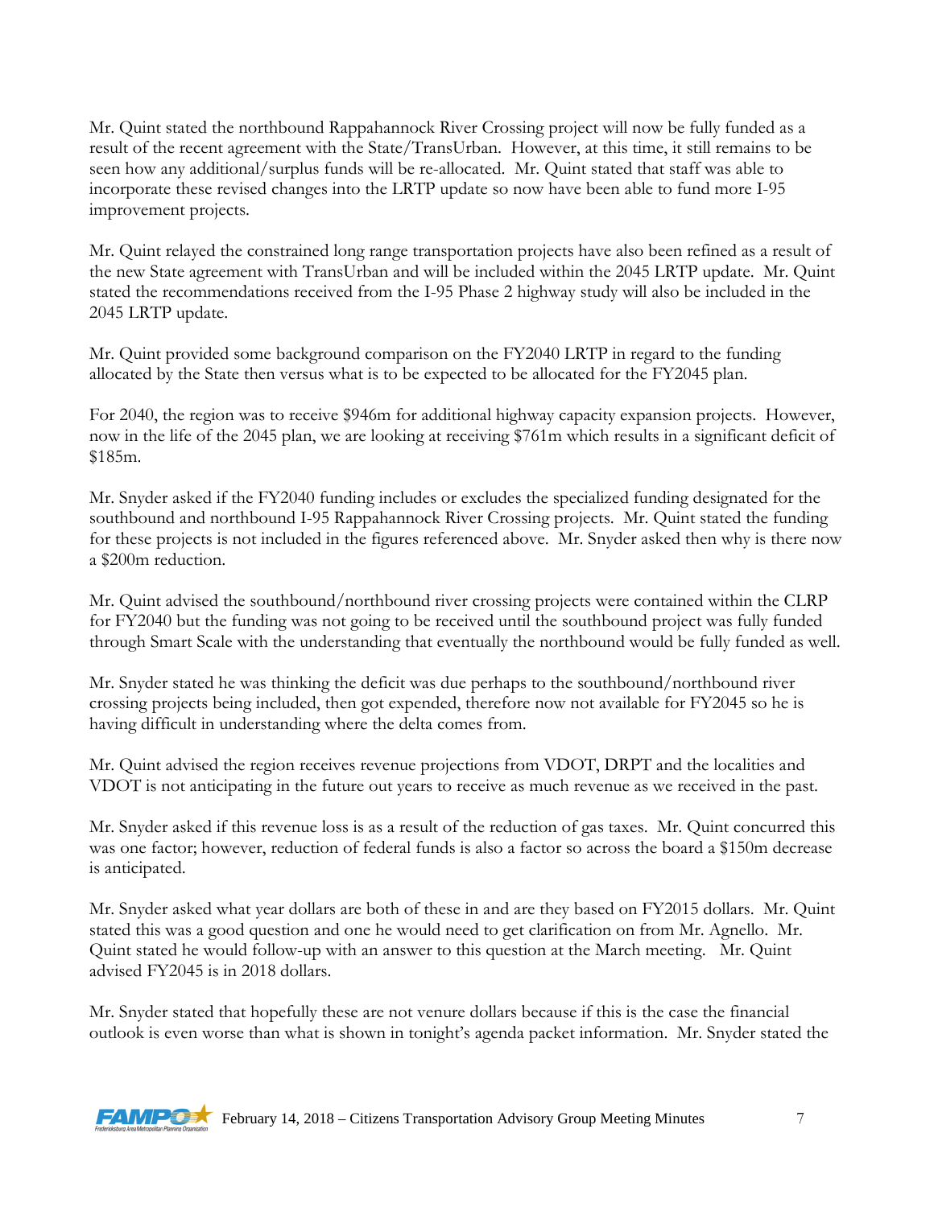Mr. Quint stated the northbound Rappahannock River Crossing project will now be fully funded as a result of the recent agreement with the State/TransUrban. However, at this time, it still remains to be seen how any additional/surplus funds will be re-allocated. Mr. Quint stated that staff was able to incorporate these revised changes into the LRTP update so now have been able to fund more I-95 improvement projects.

Mr. Quint relayed the constrained long range transportation projects have also been refined as a result of the new State agreement with TransUrban and will be included within the 2045 LRTP update. Mr. Quint stated the recommendations received from the I-95 Phase 2 highway study will also be included in the 2045 LRTP update.

Mr. Quint provided some background comparison on the FY2040 LRTP in regard to the funding allocated by the State then versus what is to be expected to be allocated for the FY2045 plan.

For 2040, the region was to receive \$946m for additional highway capacity expansion projects. However, now in the life of the 2045 plan, we are looking at receiving \$761m which results in a significant deficit of \$185m.

Mr. Snyder asked if the FY2040 funding includes or excludes the specialized funding designated for the southbound and northbound I-95 Rappahannock River Crossing projects. Mr. Quint stated the funding for these projects is not included in the figures referenced above. Mr. Snyder asked then why is there now a \$200m reduction.

Mr. Quint advised the southbound/northbound river crossing projects were contained within the CLRP for FY2040 but the funding was not going to be received until the southbound project was fully funded through Smart Scale with the understanding that eventually the northbound would be fully funded as well.

Mr. Snyder stated he was thinking the deficit was due perhaps to the southbound/northbound river crossing projects being included, then got expended, therefore now not available for FY2045 so he is having difficult in understanding where the delta comes from.

Mr. Quint advised the region receives revenue projections from VDOT, DRPT and the localities and VDOT is not anticipating in the future out years to receive as much revenue as we received in the past.

Mr. Snyder asked if this revenue loss is as a result of the reduction of gas taxes. Mr. Quint concurred this was one factor; however, reduction of federal funds is also a factor so across the board a \$150m decrease is anticipated.

Mr. Snyder asked what year dollars are both of these in and are they based on FY2015 dollars. Mr. Quint stated this was a good question and one he would need to get clarification on from Mr. Agnello. Mr. Quint stated he would follow-up with an answer to this question at the March meeting. Mr. Quint advised FY2045 is in 2018 dollars.

Mr. Snyder stated that hopefully these are not venure dollars because if this is the case the financial outlook is even worse than what is shown in tonight's agenda packet information. Mr. Snyder stated the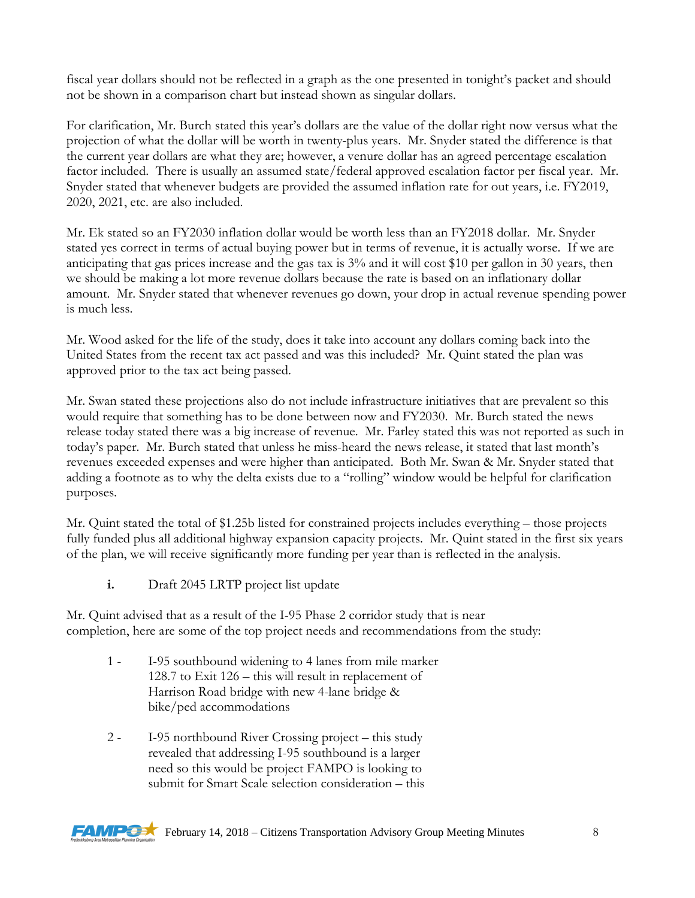fiscal year dollars should not be reflected in a graph as the one presented in tonight's packet and should not be shown in a comparison chart but instead shown as singular dollars.

For clarification, Mr. Burch stated this year's dollars are the value of the dollar right now versus what the projection of what the dollar will be worth in twenty-plus years. Mr. Snyder stated the difference is that the current year dollars are what they are; however, a venure dollar has an agreed percentage escalation factor included. There is usually an assumed state/federal approved escalation factor per fiscal year. Mr. Snyder stated that whenever budgets are provided the assumed inflation rate for out years, i.e. FY2019, 2020, 2021, etc. are also included.

Mr. Ek stated so an FY2030 inflation dollar would be worth less than an FY2018 dollar. Mr. Snyder stated yes correct in terms of actual buying power but in terms of revenue, it is actually worse. If we are anticipating that gas prices increase and the gas tax is 3% and it will cost $10 per gallon in 30 years, then we should be making a lot more revenue dollars because the rate is based on an inflationary dollar amount. Mr. Snyder stated that whenever revenues go down, your drop in actual revenue spending power is much less.

Mr. Wood asked for the life of the study, does it take into account any dollars coming back into the United States from the recent tax act passed and was this included? Mr. Quint stated the plan was approved prior to the tax act being passed.

Mr. Swan stated these projections also do not include infrastructure initiatives that are prevalent so this would require that something has to be done between now and FY2030. Mr. Burch stated the news release today stated there was a big increase of revenue. Mr. Farley stated this was not reported as such in today's paper. Mr. Burch stated that unless he miss-heard the news release, it stated that last month's revenues exceeded expenses and were higher than anticipated. Both Mr. Swan & Mr. Snyder stated that adding a footnote as to why the delta exists due to a "rolling" window would be helpful for clarification purposes.

Mr. Quint stated the total of $1.25b listed for constrained projects includes everything – those projects fully funded plus all additional highway expansion capacity projects. Mr. Quint stated in the first six years of the plan, we will receive significantly more funding per year than is reflected in the analysis.

**i.** Draft 2045 LRTP project list update

Mr. Quint advised that as a result of the I-95 Phase 2 corridor study that is near completion, here are some of the top project needs and recommendations from the study:

1 - I-95 southbound widening to 4 lanes from mile marker 128.7 to Exit 126 – this will result in replacement of Harrison Road bridge with new 4-lane bridge & bike/ped accommodations

2 - I-95 northbound River Crossing project – this study revealed that addressing I-95 southbound is a larger need so this would be project FAMPO is looking to submit for Smart Scale selection consideration – this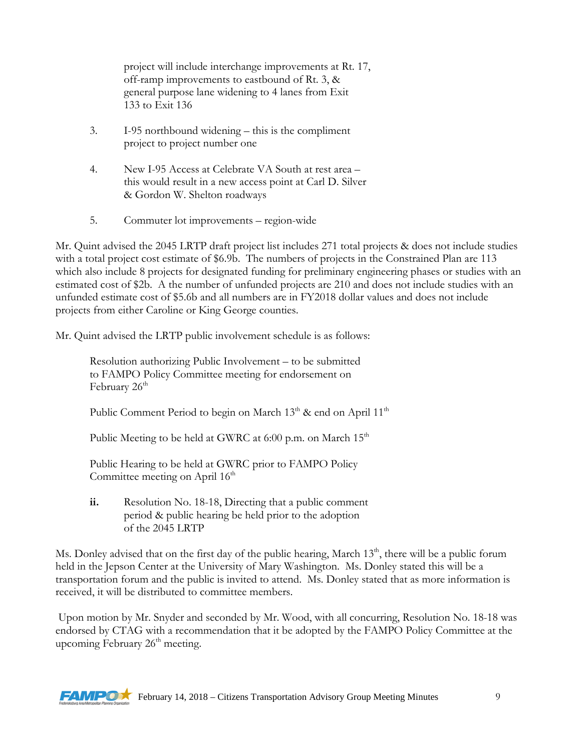project will include interchange improvements at Rt. 17, off-ramp improvements to eastbound of Rt. 3, & general purpose lane widening to 4 lanes from Exit 133 to Exit 136

3. I-95 northbound widening – this is the compliment project to project number one

4. New I-95 Access at Celebrate VA South at rest area – this would result in a new access point at Carl D. Silver & Gordon W. Shelton roadways

5. Commuter lot improvements – region-wide

Mr. Quint advised the 2045 LRTP draft project list includes 271 total projects & does not include studies with a total project cost estimate of $6.9b. The numbers of projects in the Constrained Plan are 113 which also include 8 projects for designated funding for preliminary engineering phases or studies with an estimated cost of $2b. A the number of unfunded projects are 210 and does not include studies with an unfunded estimate cost of $5.6b and all numbers are in FY2018 dollar values and does not include projects from either Caroline or King George counties.

Mr. Quint advised the LRTP public involvement schedule is as follows:

Resolution authorizing Public Involvement – to be submitted to FAMPO Policy Committee meeting for endorsement on February 26th

Public Comment Period to begin on March 13th & end on April 11th

Public Meeting to be held at GWRC at 6:00 p.m. on March 15th

Public Hearing to be held at GWRC prior to FAMPO Policy Committee meeting on April 16th

**ii.** Resolution No. 18-18, Directing that a public comment period & public hearing be held prior to the adoption of the 2045 LRTP

Ms. Donley advised that on the first day of the public hearing, March 13th, there will be a public forum held in the Jepson Center at the University of Mary Washington. Ms. Donley stated this will be a transportation forum and the public is invited to attend. Ms. Donley stated that as more information is received, it will be distributed to committee members.

Upon motion by Mr. Snyder and seconded by Mr. Wood, with all concurring, Resolution No. 18-18 was endorsed by CTAG with a recommendation that it be adopted by the FAMPO Policy Committee at the upcoming February 26th meeting.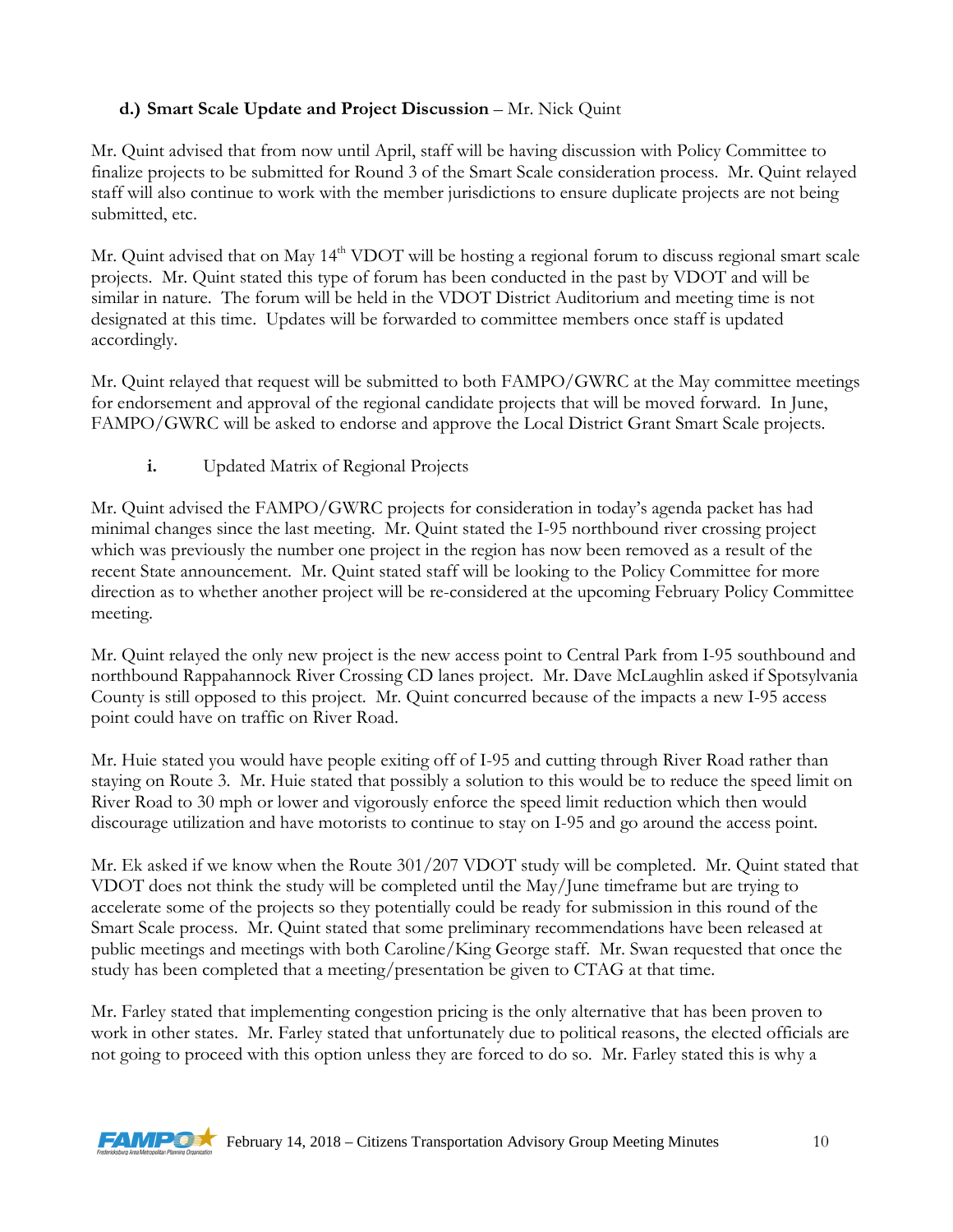**d.) Smart Scale Update and Project Discussion** – Mr. Nick Quint

Mr. Quint advised that from now until April, staff will be having discussion with Policy Committee to finalize projects to be submitted for Round 3 of the Smart Scale consideration process. Mr. Quint relayed staff will also continue to work with the member jurisdictions to ensure duplicate projects are not being submitted, etc.

Mr. Quint advised that on May 14th VDOT will be hosting a regional forum to discuss regional smart scale projects. Mr. Quint stated this type of forum has been conducted in the past by VDOT and will be similar in nature. The forum will be held in the VDOT District Auditorium and meeting time is not designated at this time. Updates will be forwarded to committee members once staff is updated accordingly.

Mr. Quint relayed that request will be submitted to both FAMPO/GWRC at the May committee meetings for endorsement and approval of the regional candidate projects that will be moved forward. In June, FAMPO/GWRC will be asked to endorse and approve the Local District Grant Smart Scale projects.

**i.** Updated Matrix of Regional Projects

Mr. Quint advised the FAMPO/GWRC projects for consideration in today's agenda packet has had minimal changes since the last meeting. Mr. Quint stated the I-95 northbound river crossing project which was previously the number one project in the region has now been removed as a result of the recent State announcement. Mr. Quint stated staff will be looking to the Policy Committee for more direction as to whether another project will be re-considered at the upcoming February Policy Committee meeting.

Mr. Quint relayed the only new project is the new access point to Central Park from I-95 southbound and northbound Rappahannock River Crossing CD lanes project. Mr. Dave McLaughlin asked if Spotsylvania County is still opposed to this project. Mr. Quint concurred because of the impacts a new I-95 access point could have on traffic on River Road.

Mr. Huie stated you would have people exiting off of I-95 and cutting through River Road rather than staying on Route 3. Mr. Huie stated that possibly a solution to this would be to reduce the speed limit on River Road to 30 mph or lower and vigorously enforce the speed limit reduction which then would discourage utilization and have motorists to continue to stay on I-95 and go around the access point.

Mr. Ek asked if we know when the Route 301/207 VDOT study will be completed. Mr. Quint stated that VDOT does not think the study will be completed until the May/June timeframe but are trying to accelerate some of the projects so they potentially could be ready for submission in this round of the Smart Scale process. Mr. Quint stated that some preliminary recommendations have been released at public meetings and meetings with both Caroline/King George staff. Mr. Swan requested that once the study has been completed that a meeting/presentation be given to CTAG at that time.

Mr. Farley stated that implementing congestion pricing is the only alternative that has been proven to work in other states. Mr. Farley stated that unfortunately due to political reasons, the elected officials are not going to proceed with this option unless they are forced to do so. Mr. Farley stated this is why a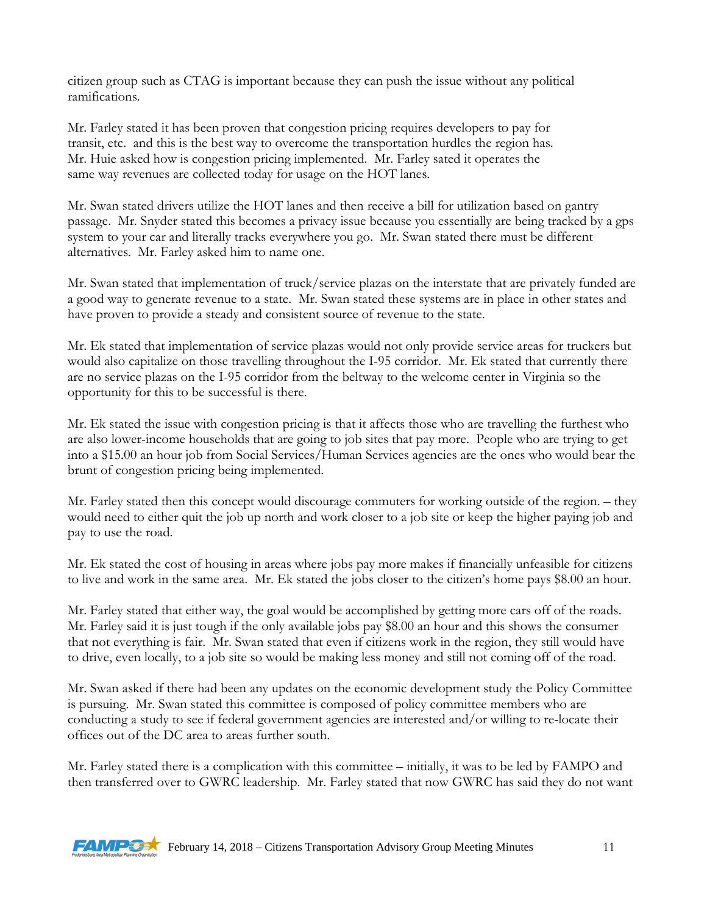citizen group such as CTAG is important because they can push the issue without any political ramifications.

Mr. Farley stated it has been proven that congestion pricing requires developers to pay for transit, etc. and this is the best way to overcome the transportation hurdles the region has. Mr. Huie asked how is congestion pricing implemented. Mr. Farley sated it operates the same way revenues are collected today for usage on the HOT lanes.

Mr. Swan stated drivers utilize the HOT lanes and then receive a bill for utilization based on gantry passage. Mr. Snyder stated this becomes a privacy issue because you essentially are being tracked by a gps system to your car and literally tracks everywhere you go. Mr. Swan stated there must be different alternatives. Mr. Farley asked him to name one.

Mr. Swan stated that implementation of truck/service plazas on the interstate that are privately funded are a good way to generate revenue to a state. Mr. Swan stated these systems are in place in other states and have proven to provide a steady and consistent source of revenue to the state.

Mr. Ek stated that implementation of service plazas would not only provide service areas for truckers but would also capitalize on those travelling throughout the I-95 corridor. Mr. Ek stated that currently there are no service plazas on the I-95 corridor from the beltway to the welcome center in Virginia so the opportunity for this to be successful is there.

Mr. Ek stated the issue with congestion pricing is that it affects those who are travelling the furthest who are also lower-income households that are going to job sites that pay more. People who are trying to get into a $15.00 an hour job from Social Services/Human Services agencies are the ones who would bear the brunt of congestion pricing being implemented.

Mr. Farley stated then this concept would discourage commuters for working outside of the region. – they would need to either quit the job up north and work closer to a job site or keep the higher paying job and pay to use the road.

Mr. Ek stated the cost of housing in areas where jobs pay more makes if financially unfeasible for citizens to live and work in the same area. Mr. Ek stated the jobs closer to the citizen's home pays $8.00 an hour.

Mr. Farley stated that either way, the goal would be accomplished by getting more cars off of the roads. Mr. Farley said it is just tough if the only available jobs pay $8.00 an hour and this shows the consumer that not everything is fair. Mr. Swan stated that even if citizens work in the region, they still would have to drive, even locally, to a job site so would be making less money and still not coming off of the road.

Mr. Swan asked if there had been any updates on the economic development study the Policy Committee is pursuing. Mr. Swan stated this committee is composed of policy committee members who are conducting a study to see if federal government agencies are interested and/or willing to re-locate their offices out of the DC area to areas further south.

Mr. Farley stated there is a complication with this committee – initially, it was to be led by FAMPO and then transferred over to GWRC leadership. Mr. Farley stated that now GWRC has said they do not want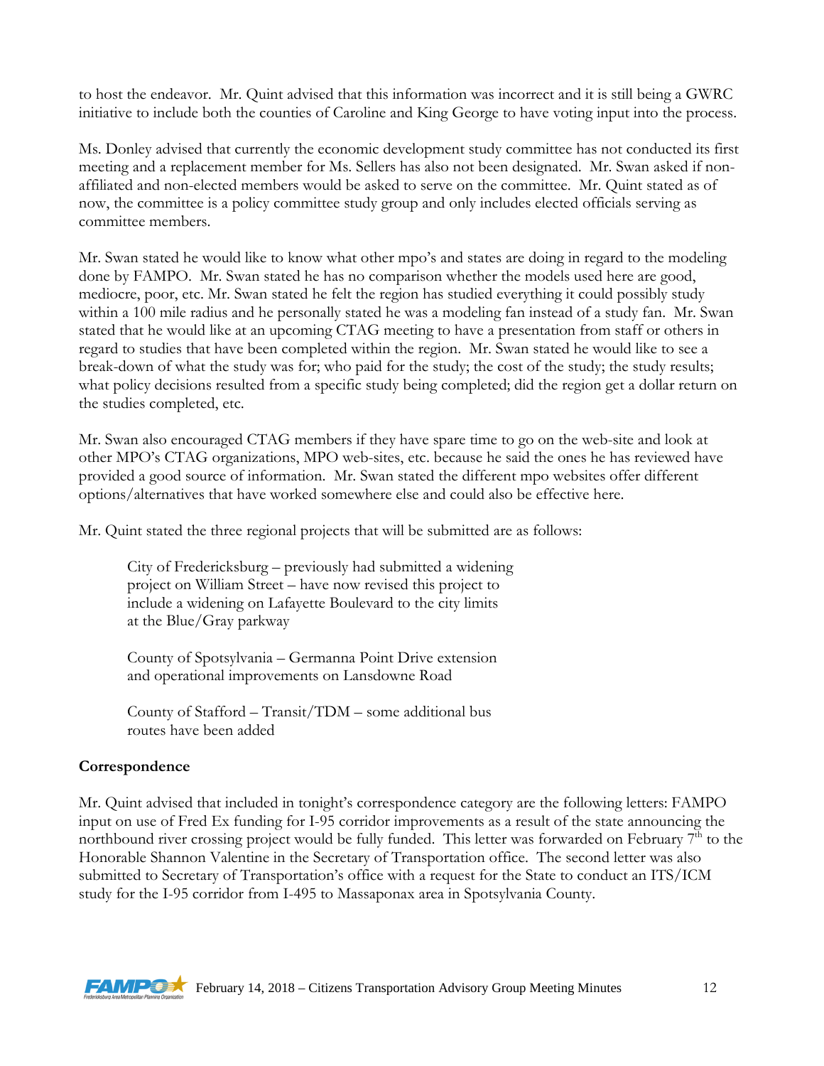to host the endeavor. Mr. Quint advised that this information was incorrect and it is still being a GWRC initiative to include both the counties of Caroline and King George to have voting input into the process.

Ms. Donley advised that currently the economic development study committee has not conducted its first meeting and a replacement member for Ms. Sellers has also not been designated. Mr. Swan asked if non-affiliated and non-elected members would be asked to serve on the committee. Mr. Quint stated as of now, the committee is a policy committee study group and only includes elected officials serving as committee members.

Mr. Swan stated he would like to know what other mpo's and states are doing in regard to the modeling done by FAMPO. Mr. Swan stated he has no comparison whether the models used here are good, mediocre, poor, etc. Mr. Swan stated he felt the region has studied everything it could possibly study within a 100 mile radius and he personally stated he was a modeling fan instead of a study fan. Mr. Swan stated that he would like at an upcoming CTAG meeting to have a presentation from staff or others in regard to studies that have been completed within the region. Mr. Swan stated he would like to see a break-down of what the study was for; who paid for the study; the cost of the study; the study results; what policy decisions resulted from a specific study being completed; did the region get a dollar return on the studies completed, etc.

Mr. Swan also encouraged CTAG members if they have spare time to go on the web-site and look at other MPO's CTAG organizations, MPO web-sites, etc. because he said the ones he has reviewed have provided a good source of information. Mr. Swan stated the different mpo websites offer different options/alternatives that have worked somewhere else and could also be effective here.

Mr. Quint stated the three regional projects that will be submitted are as follows:

> City of Fredericksburg – previously had submitted a widening project on William Street – have now revised this project to include a widening on Lafayette Boulevard to the city limits at the Blue/Gray parkway
>
> County of Spotsylvania – Germanna Point Drive extension and operational improvements on Lansdowne Road
>
> County of Stafford – Transit/TDM – some additional bus routes have been added

**Correspondence**

Mr. Quint advised that included in tonight's correspondence category are the following letters: FAMPO input on use of Fred Ex funding for I-95 corridor improvements as a result of the state announcing the northbound river crossing project would be fully funded. This letter was forwarded on February 7th to the Honorable Shannon Valentine in the Secretary of Transportation office. The second letter was also submitted to Secretary of Transportation's office with a request for the State to conduct an ITS/ICM study for the I-95 corridor from I-495 to Massaponax area in Spotsylvania County.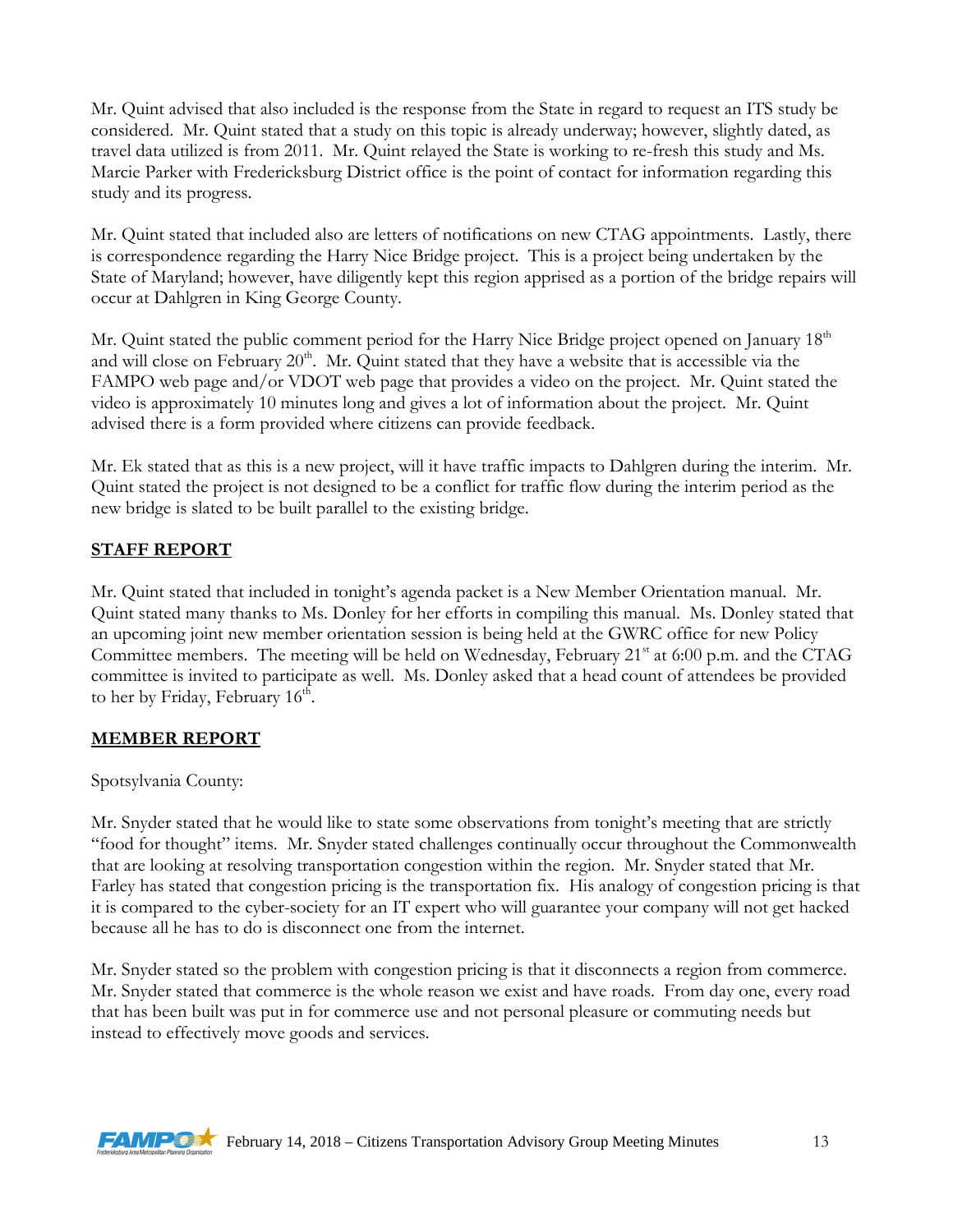Mr. Quint advised that also included is the response from the State in regard to request an ITS study be considered. Mr. Quint stated that a study on this topic is already underway; however, slightly dated, as travel data utilized is from 2011. Mr. Quint relayed the State is working to re-fresh this study and Ms. Marcie Parker with Fredericksburg District office is the point of contact for information regarding this study and its progress.

Mr. Quint stated that included also are letters of notifications on new CTAG appointments. Lastly, there is correspondence regarding the Harry Nice Bridge project. This is a project being undertaken by the State of Maryland; however, have diligently kept this region apprised as a portion of the bridge repairs will occur at Dahlgren in King George County.

Mr. Quint stated the public comment period for the Harry Nice Bridge project opened on January 18th and will close on February 20th. Mr. Quint stated that they have a website that is accessible via the FAMPO web page and/or VDOT web page that provides a video on the project. Mr. Quint stated the video is approximately 10 minutes long and gives a lot of information about the project. Mr. Quint advised there is a form provided where citizens can provide feedback.

Mr. Ek stated that as this is a new project, will it have traffic impacts to Dahlgren during the interim. Mr. Quint stated the project is not designed to be a conflict for traffic flow during the interim period as the new bridge is slated to be built parallel to the existing bridge.

## STAFF REPORT

Mr. Quint stated that included in tonight's agenda packet is a New Member Orientation manual. Mr. Quint stated many thanks to Ms. Donley for her efforts in compiling this manual. Ms. Donley stated that an upcoming joint new member orientation session is being held at the GWRC office for new Policy Committee members. The meeting will be held on Wednesday, February 21st at 6:00 p.m. and the CTAG committee is invited to participate as well. Ms. Donley asked that a head count of attendees be provided to her by Friday, February 16th.

## MEMBER REPORT

Spotsylvania County:

Mr. Snyder stated that he would like to state some observations from tonight's meeting that are strictly "food for thought" items. Mr. Snyder stated challenges continually occur throughout the Commonwealth that are looking at resolving transportation congestion within the region. Mr. Snyder stated that Mr. Farley has stated that congestion pricing is the transportation fix. His analogy of congestion pricing is that it is compared to the cyber-society for an IT expert who will guarantee your company will not get hacked because all he has to do is disconnect one from the internet.

Mr. Snyder stated so the problem with congestion pricing is that it disconnects a region from commerce. Mr. Snyder stated that commerce is the whole reason we exist and have roads. From day one, every road that has been built was put in for commerce use and not personal pleasure or commuting needs but instead to effectively move goods and services.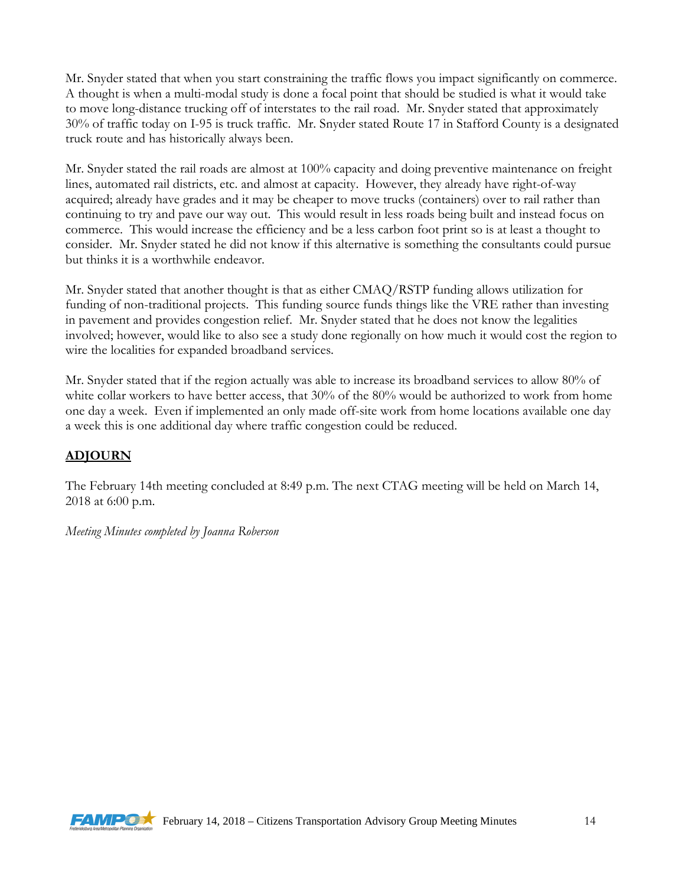Mr. Snyder stated that when you start constraining the traffic flows you impact significantly on commerce. A thought is when a multi-modal study is done a focal point that should be studied is what it would take to move long-distance trucking off of interstates to the rail road. Mr. Snyder stated that approximately 30% of traffic today on I-95 is truck traffic. Mr. Snyder stated Route 17 in Stafford County is a designated truck route and has historically always been.

Mr. Snyder stated the rail roads are almost at 100% capacity and doing preventive maintenance on freight lines, automated rail districts, etc. and almost at capacity. However, they already have right-of-way acquired; already have grades and it may be cheaper to move trucks (containers) over to rail rather than continuing to try and pave our way out. This would result in less roads being built and instead focus on commerce. This would increase the efficiency and be a less carbon foot print so is at least a thought to consider. Mr. Snyder stated he did not know if this alternative is something the consultants could pursue but thinks it is a worthwhile endeavor.

Mr. Snyder stated that another thought is that as either CMAQ/RSTP funding allows utilization for funding of non-traditional projects. This funding source funds things like the VRE rather than investing in pavement and provides congestion relief. Mr. Snyder stated that he does not know the legalities involved; however, would like to also see a study done regionally on how much it would cost the region to wire the localities for expanded broadband services.

Mr. Snyder stated that if the region actually was able to increase its broadband services to allow 80% of white collar workers to have better access, that 30% of the 80% would be authorized to work from home one day a week. Even if implemented an only made off-site work from home locations available one day a week this is one additional day where traffic congestion could be reduced.

## **ADJOURN**

The February 14th meeting concluded at 8:49 p.m. The next CTAG meeting will be held on March 14, 2018 at 6:00 p.m.

*Meeting Minutes completed by Joanna Roberson*